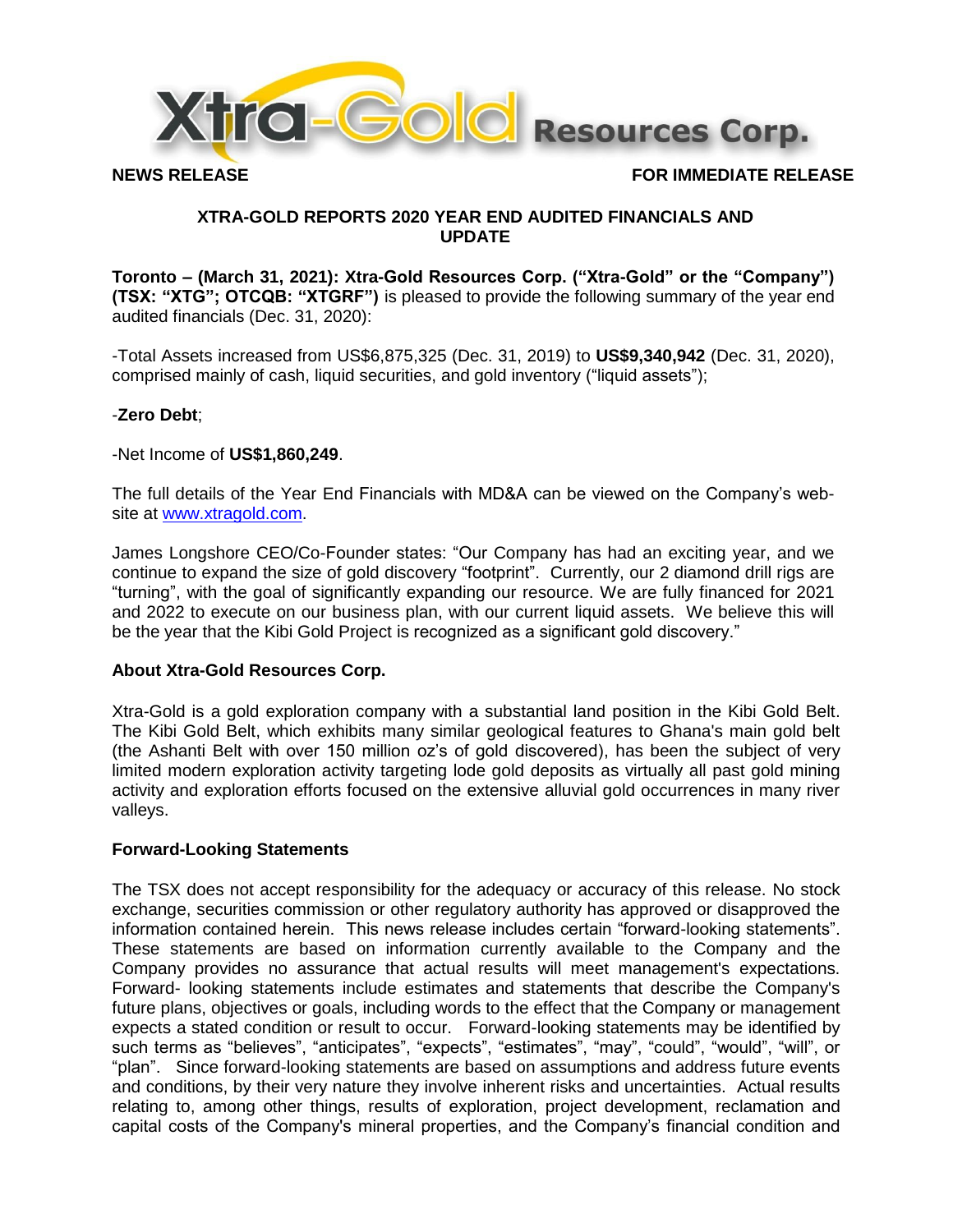**NEWS RELEASE** **FOR IMMEDIATE RELEASE**

## XTRA-GOLD REPORTS 2020 YEAR END AUDITED FINANCIALS AND UPDATE

**Toronto – (March 31, 2021): Xtra-Gold Resources Corp. ("Xtra-Gold" or the "Company") (TSX: "XTG"; OTCQB: "XTGRF")** is pleased to provide the following summary of the year end audited financials (Dec. 31, 2020):

-Total Assets increased from US$6,875,325 (Dec. 31, 2019) to **US$9,340,942** (Dec. 31, 2020), comprised mainly of cash, liquid securities, and gold inventory ("liquid assets");

-**Zero Debt**;

-Net Income of **US$1,860,249**.

The full details of the Year End Financials with MD&A can be viewed on the Company's web-site at www.xtragold.com.

James Longshore CEO/Co-Founder states: "Our Company has had an exciting year, and we continue to expand the size of gold discovery "footprint". Currently, our 2 diamond drill rigs are "turning", with the goal of significantly expanding our resource. We are fully financed for 2021 and 2022 to execute on our business plan, with our current liquid assets. We believe this will be the year that the Kibi Gold Project is recognized as a significant gold discovery."

### About Xtra-Gold Resources Corp.

Xtra-Gold is a gold exploration company with a substantial land position in the Kibi Gold Belt. The Kibi Gold Belt, which exhibits many similar geological features to Ghana's main gold belt (the Ashanti Belt with over 150 million oz's of gold discovered), has been the subject of very limited modern exploration activity targeting lode gold deposits as virtually all past gold mining activity and exploration efforts focused on the extensive alluvial gold occurrences in many river valleys.

### Forward-Looking Statements

The TSX does not accept responsibility for the adequacy or accuracy of this release. No stock exchange, securities commission or other regulatory authority has approved or disapproved the information contained herein. This news release includes certain "forward-looking statements". These statements are based on information currently available to the Company and the Company provides no assurance that actual results will meet management's expectations. Forward- looking statements include estimates and statements that describe the Company's future plans, objectives or goals, including words to the effect that the Company or management expects a stated condition or result to occur. Forward-looking statements may be identified by such terms as "believes", "anticipates", "expects", "estimates", "may", "could", "would", "will", or "plan". Since forward-looking statements are based on assumptions and address future events and conditions, by their very nature they involve inherent risks and uncertainties. Actual results relating to, among other things, results of exploration, project development, reclamation and capital costs of the Company's mineral properties, and the Company's financial condition and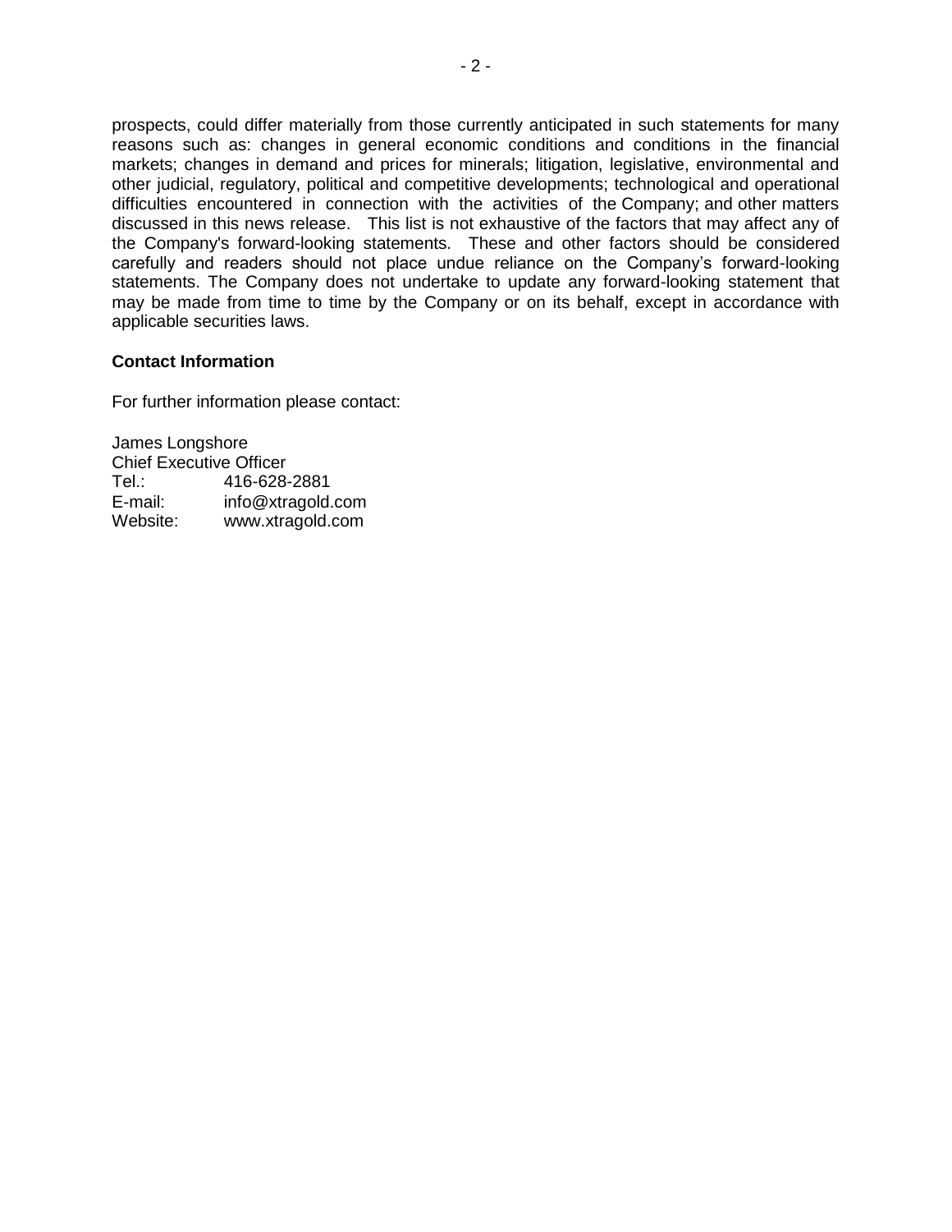prospects, could differ materially from those currently anticipated in such statements for many reasons such as: changes in general economic conditions and conditions in the financial markets; changes in demand and prices for minerals; litigation, legislative, environmental and other judicial, regulatory, political and competitive developments; technological and operational difficulties encountered in connection with the activities of the Company; and other matters discussed in this news release. This list is not exhaustive of the factors that may affect any of the Company's forward-looking statements. These and other factors should be considered carefully and readers should not place undue reliance on the Company's forward-looking statements. The Company does not undertake to update any forward-looking statement that may be made from time to time by the Company or on its behalf, except in accordance with applicable securities laws.

**Contact Information**

For further information please contact:

James Longshore
Chief Executive Officer
Tel.: 416-628-2881
E-mail: info@xtragold.com
Website: www.xtragold.com